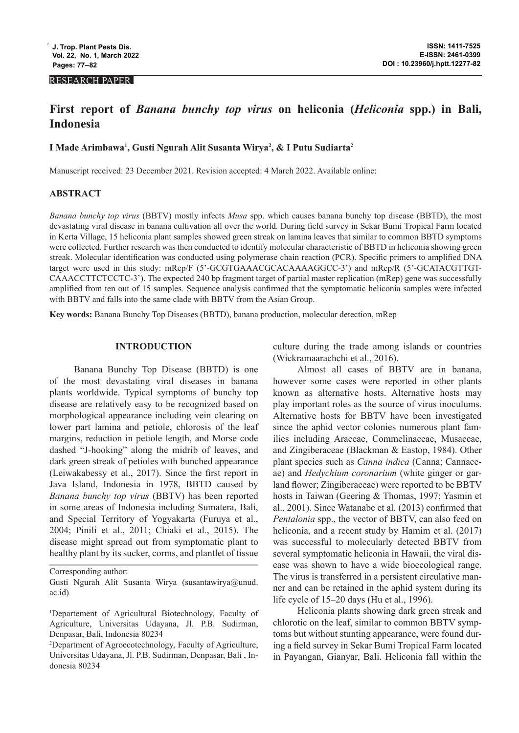RESEARCH PAPER

# First report of *Banana bunchy top virus* on heliconia (*Heliconia* spp.) in Bali, Indonesia

**I Made Arimbawa[1], Gusti Ngurah Alit Susanta Wirya[2], & I Putu Sudiarta[2]**

Manuscript received: 23 December 2021. Revision accepted: 4 March 2022. Available online:

## ABSTRACT

*Banana bunchy top virus* (BBTV) mostly infects *Musa* spp. which causes banana bunchy top disease (BBTD), the most devastating viral disease in banana cultivation all over the world. During field survey in Sekar Bumi Tropical Farm located in Kerta Village, 15 heliconia plant samples showed green streak on lamina leaves that similar to common BBTD symptoms were collected. Further research was then conducted to identify molecular characteristic of BBTD in heliconia showing green streak. Molecular identification was conducted using polymerase chain reaction (PCR). Specific primers to amplified DNA target were used in this study: mRep/F (5'-GCGTGAAACGCACAAAAGGCC-3') and mRep/R (5'-GCATACGTTGT-CAAACCTTCTCCTC-3'). The expected 240 bp fragment target of partial master replication (mRep) gene was successfully amplified from ten out of 15 samples. Sequence analysis confirmed that the symptomatic heliconia samples were infected with BBTV and falls into the same clade with BBTV from the Asian Group.

**Key words:** Banana Bunchy Top Diseases (BBTD), banana production, molecular detection, mRep

## INTRODUCTION

Banana Bunchy Top Disease (BBTD) is one of the most devastating viral diseases in banana plants worldwide. Typical symptoms of bunchy top disease are relatively easy to be recognized based on morphological appearance including vein clearing on lower part lamina and petiole, chlorosis of the leaf margins, reduction in petiole length, and Morse code dashed "J-hooking" along the midrib of leaves, and dark green streak of petioles with bunched appearance (Leiwakabessy et al., 2017). Since the first report in Java Island, Indonesia in 1978, BBTD caused by *Banana bunchy top virus* (BBTV) has been reported in some areas of Indonesia including Sumatera, Bali, and Special Territory of Yogyakarta (Furuya et al., 2004; Pinili et al., 2011; Chiaki et al., 2015). The disease might spread out from symptomatic plant to healthy plant by its sucker, corms, and plantlet of tissue culture during the trade among islands or countries (Wickramaarachchi et al., 2016).

Almost all cases of BBTV are in banana, however some cases were reported in other plants known as alternative hosts. Alternative hosts may play important roles as the source of virus inoculums. Alternative hosts for BBTV have been investigated since the aphid vector colonies numerous plant families including Araceae, Commelinaceae, Musaceae, and Zingiberaceae (Blackman & Eastop, 1984). Other plant species such as *Canna indica* (Canna; Cannaceae) and *Hedychium coronarium* (white ginger or garland flower; Zingiberaceae) were reported to be BBTV hosts in Taiwan (Geering & Thomas, 1997; Yasmin et al., 2001). Since Watanabe et al. (2013) confirmed that *Pentalonia* spp., the vector of BBTV, can also feed on heliconia, and a recent study by Hamim et al. (2017) was successful to molecularly detected BBTV from several symptomatic heliconia in Hawaii, the viral disease was shown to have a wide bioecological range. The virus is transferred in a persistent circulative manner and can be retained in the aphid system during its life cycle of 15–20 days (Hu et al., 1996).

Heliconia plants showing dark green streak and chlorotic on the leaf, similar to common BBTV symptoms but without stunting appearance, were found during a field survey in Sekar Bumi Tropical Farm located in Payangan, Gianyar, Bali. Heliconia fall within the

---

Corresponding author:
Gusti Ngurah Alit Susanta Wirya (susantawirya@unud.ac.id)

[1]Departement of Agricultural Biotechnology, Faculty of Agriculture, Universitas Udayana, Jl. P.B. Sudirman, Denpasar, Bali, Indonesia 80234

[2]Department of Agroecotechnology, Faculty of Agriculture, Universitas Udayana, Jl. P.B. Sudirman, Denpasar, Bali , Indonesia 80234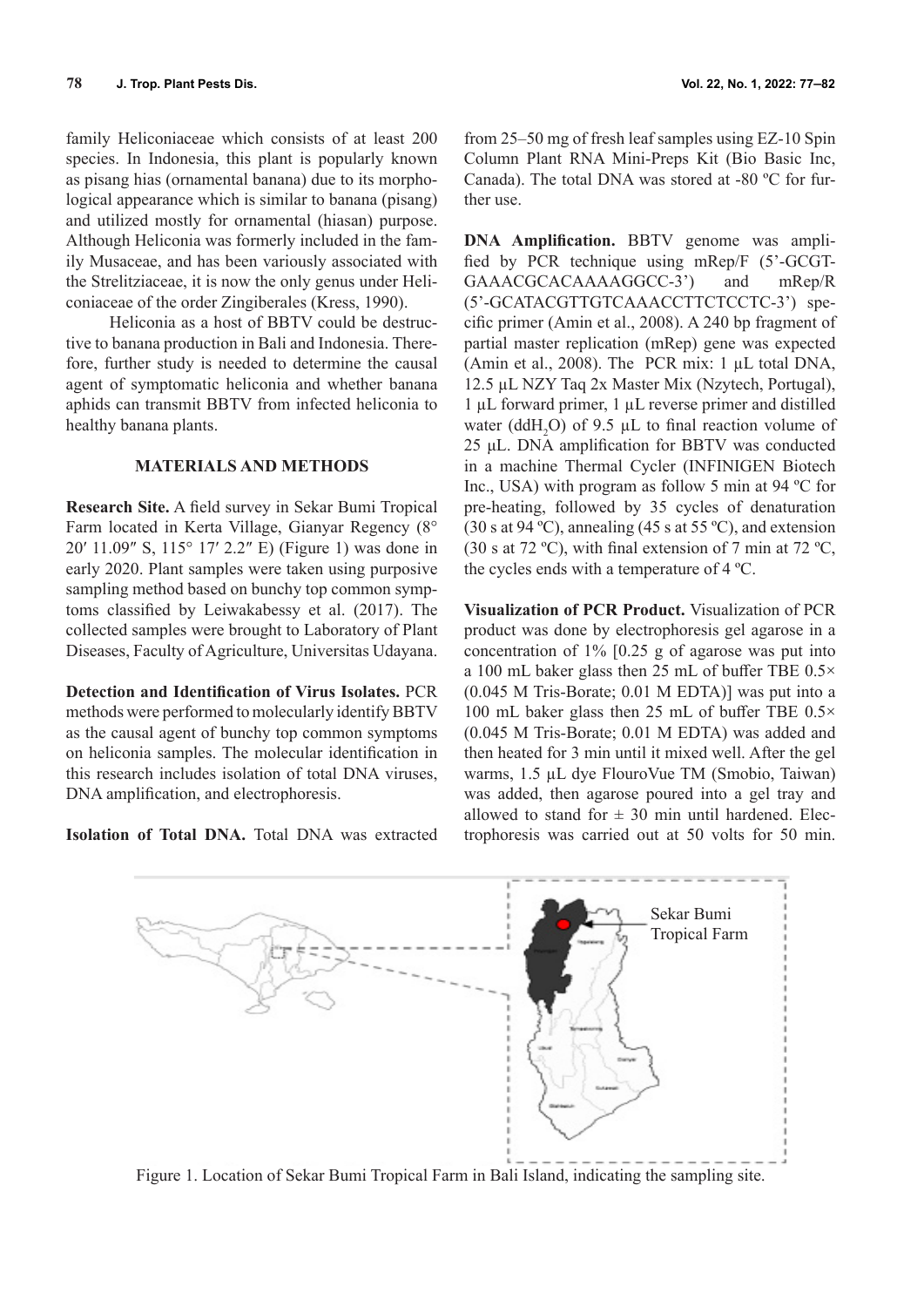family Heliconiaceae which consists of at least 200 species. In Indonesia, this plant is popularly known as pisang hias (ornamental banana) due to its morphological appearance which is similar to banana (pisang) and utilized mostly for ornamental (hiasan) purpose. Although Heliconia was formerly included in the family Musaceae, and has been variously associated with the Strelitziaceae, it is now the only genus under Heliconiaceae of the order Zingiberales (Kress, 1990).

Heliconia as a host of BBTV could be destructive to banana production in Bali and Indonesia. Therefore, further study is needed to determine the causal agent of symptomatic heliconia and whether banana aphids can transmit BBTV from infected heliconia to healthy banana plants.

## MATERIALS AND METHODS

**Research Site.** A field survey in Sekar Bumi Tropical Farm located in Kerta Village, Gianyar Regency (8° 20′ 11.09″ S, 115° 17′ 2.2″ E) (Figure 1) was done in early 2020. Plant samples were taken using purposive sampling method based on bunchy top common symptoms classified by Leiwakabessy et al. (2017). The collected samples were brought to Laboratory of Plant Diseases, Faculty of Agriculture, Universitas Udayana.

**Detection and Identification of Virus Isolates.** PCR methods were performed to molecularly identify BBTV as the causal agent of bunchy top common symptoms on heliconia samples. The molecular identification in this research includes isolation of total DNA viruses, DNA amplification, and electrophoresis.

**Isolation of Total DNA.** Total DNA was extracted from 25–50 mg of fresh leaf samples using EZ-10 Spin Column Plant RNA Mini-Preps Kit (Bio Basic Inc, Canada). The total DNA was stored at -80 ºC for further use.

**DNA Amplification.** BBTV genome was amplified by PCR technique using mRep/F (5'-GCGTGAAACGCACAAAAGGCC-3') and mRep/R (5'-GCATACGTTGTCAAACCTTCTCCTC-3') specific primer (Amin et al., 2008). A 240 bp fragment of partial master replication (mRep) gene was expected (Amin et al., 2008). The PCR mix: 1 µL total DNA, 12.5 µL NZY Taq 2x Master Mix (Nzytech, Portugal), 1 µL forward primer, 1 µL reverse primer and distilled water ($ddH_2O$) of 9.5 µL to final reaction volume of 25 µL. DNA amplification for BBTV was conducted in a machine Thermal Cycler (INFINIGEN Biotech Inc., USA) with program as follow 5 min at 94 ºC for pre-heating, followed by 35 cycles of denaturation (30 s at 94 ºC), annealing (45 s at 55 ºC), and extension (30 s at 72 ºC), with final extension of 7 min at 72 ºC, the cycles ends with a temperature of 4 ºC.

**Visualization of PCR Product.** Visualization of PCR product was done by electrophoresis gel agarose in a concentration of 1% [0.25 g of agarose was put into a 100 mL baker glass then 25 mL of buffer TBE 0.5× (0.045 M Tris-Borate; 0.01 M EDTA)] was put into a 100 mL baker glass then 25 mL of buffer TBE 0.5× (0.045 M Tris-Borate; 0.01 M EDTA) was added and then heated for 3 min until it mixed well. After the gel warms, 1.5 µL dye FlouroVue TM (Smobio, Taiwan) was added, then agarose poured into a gel tray and allowed to stand for ± 30 min until hardened. Electrophoresis was carried out at 50 volts for 50 min.

Figure 1. Location of Sekar Bumi Tropical Farm in Bali Island, indicating the sampling site.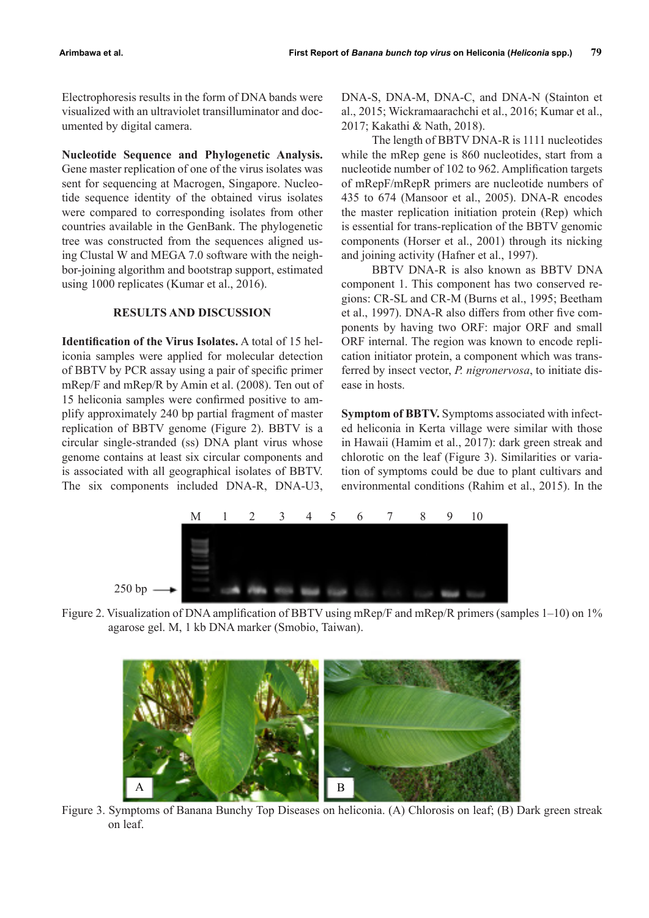Electrophoresis results in the form of DNA bands were visualized with an ultraviolet transilluminator and documented by digital camera.

**Nucleotide Sequence and Phylogenetic Analysis.** Gene master replication of one of the virus isolates was sent for sequencing at Macrogen, Singapore. Nucleotide sequence identity of the obtained virus isolates were compared to corresponding isolates from other countries available in the GenBank. The phylogenetic tree was constructed from the sequences aligned using Clustal W and MEGA 7.0 software with the neighbor-joining algorithm and bootstrap support, estimated using 1000 replicates (Kumar et al., 2016).

## RESULTS AND DISCUSSION

**Identification of the Virus Isolates.** A total of 15 heliconia samples were applied for molecular detection of BBTV by PCR assay using a pair of specific primer mRep/F and mRep/R by Amin et al. (2008). Ten out of 15 heliconia samples were confirmed positive to amplify approximately 240 bp partial fragment of master replication of BBTV genome (Figure 2). BBTV is a circular single-stranded (ss) DNA plant virus whose genome contains at least six circular components and is associated with all geographical isolates of BBTV. The six components included DNA-R, DNA-U3, DNA-S, DNA-M, DNA-C, and DNA-N (Stainton et al., 2015; Wickramaarachchi et al., 2016; Kumar et al., 2017; Kakathi & Nath, 2018).

The length of BBTV DNA-R is 1111 nucleotides while the mRep gene is 860 nucleotides, start from a nucleotide number of 102 to 962. Amplification targets of mRepF/mRepR primers are nucleotide numbers of 435 to 674 (Mansoor et al., 2005). DNA-R encodes the master replication initiation protein (Rep) which is essential for trans-replication of the BBTV genomic components (Horser et al., 2001) through its nicking and joining activity (Hafner et al., 1997).

BBTV DNA-R is also known as BBTV DNA component 1. This component has two conserved regions: CR-SL and CR-M (Burns et al., 1995; Beetham et al., 1997). DNA-R also differs from other five components by having two ORF: major ORF and small ORF internal. The region was known to encode replication initiator protein, a component which was transferred by insect vector, *P. nigronervosa*, to initiate disease in hosts.

**Symptom of BBTV.** Symptoms associated with infected heliconia in Kerta village were similar with those in Hawaii (Hamim et al., 2017): dark green streak and chlorotic on the leaf (Figure 3). Similarities or variation of symptoms could be due to plant cultivars and environmental conditions (Rahim et al., 2015). In the

Figure 2. Visualization of DNA amplification of BBTV using mRep/F and mRep/R primers (samples 1–10) on 1% agarose gel. M, 1 kb DNA marker (Smobio, Taiwan).

Figure 3. Symptoms of Banana Bunchy Top Diseases on heliconia. (A) Chlorosis on leaf; (B) Dark green streak on leaf.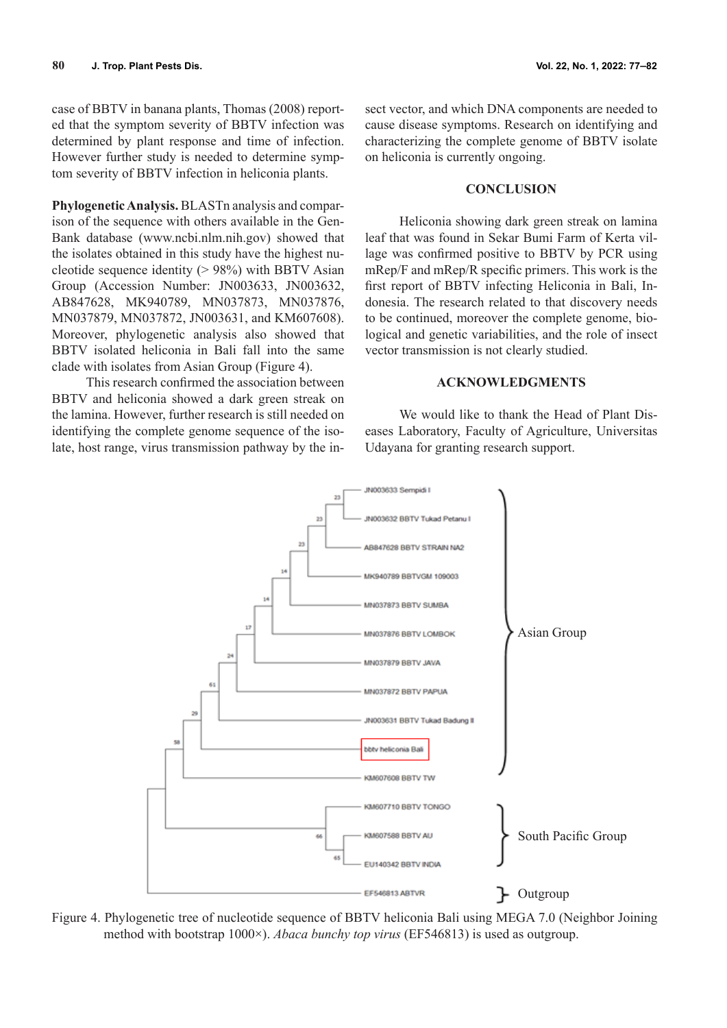case of BBTV in banana plants, Thomas (2008) reported that the symptom severity of BBTV infection was determined by plant response and time of infection. However further study is needed to determine symptom severity of BBTV infection in heliconia plants.

**Phylogenetic Analysis.** BLASTn analysis and comparison of the sequence with others available in the GenBank database (www.ncbi.nlm.nih.gov) showed that the isolates obtained in this study have the highest nucleotide sequence identity (> 98%) with BBTV Asian Group (Accession Number: JN003633, JN003632, AB847628, MK940789, MN037873, MN037876, MN037879, MN037872, JN003631, and KM607608). Moreover, phylogenetic analysis also showed that BBTV isolated heliconia in Bali fall into the same clade with isolates from Asian Group (Figure 4).

This research confirmed the association between BBTV and heliconia showed a dark green streak on the lamina. However, further research is still needed on identifying the complete genome sequence of the isolate, host range, virus transmission pathway by the insect vector, and which DNA components are needed to cause disease symptoms. Research on identifying and characterizing the complete genome of BBTV isolate on heliconia is currently ongoing.

## CONCLUSION

Heliconia showing dark green streak on lamina leaf that was found in Sekar Bumi Farm of Kerta village was confirmed positive to BBTV by PCR using mRep/F and mRep/R specific primers. This work is the first report of BBTV infecting Heliconia in Bali, Indonesia. The research related to that discovery needs to be continued, moreover the complete genome, biological and genetic variabilities, and the role of insect vector transmission is not clearly studied.

## ACKNOWLEDGMENTS

We would like to thank the Head of Plant Diseases Laboratory, Faculty of Agriculture, Universitas Udayana for granting research support.

Figure 4. Phylogenetic tree of nucleotide sequence of BBTV heliconia Bali using MEGA 7.0 (Neighbor Joining method with bootstrap 1000×). *Abaca bunchy top virus* (EF546813) is used as outgroup.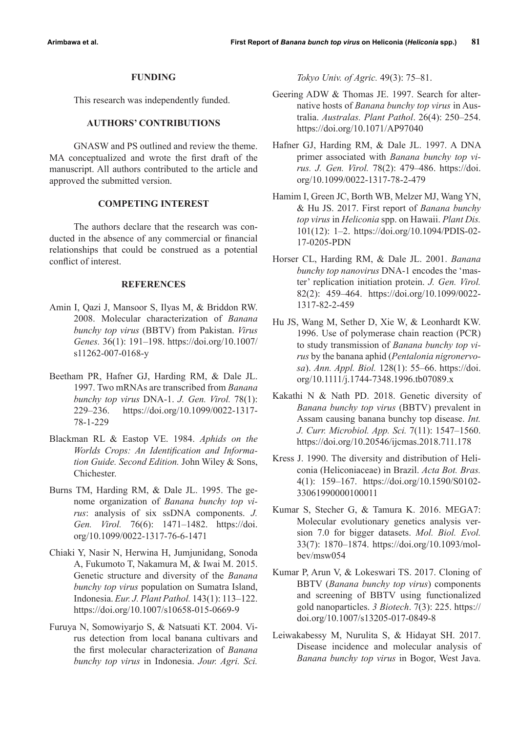## FUNDING

This research was independently funded.

## AUTHORS' CONTRIBUTIONS

GNASW and PS outlined and review the theme. MA conceptualized and wrote the first draft of the manuscript. All authors contributed to the article and approved the submitted version.

## COMPETING INTEREST

The authors declare that the research was conducted in the absence of any commercial or financial relationships that could be construed as a potential conflict of interest.

## REFERENCES

Amin I, Qazi J, Mansoor S, Ilyas M, & Briddon RW. 2008. Molecular characterization of *Banana bunchy top virus* (BBTV) from Pakistan. *Virus Genes.* 36(1): 191–198. https://doi.org/10.1007/s11262-007-0168-y

Beetham PR, Hafner GJ, Harding RM, & Dale JL. 1997. Two mRNAs are transcribed from *Banana bunchy top virus* DNA-1. *J. Gen. Virol.* 78(1): 229–236. https://doi.org/10.1099/0022-1317-78-1-229

Blackman RL & Eastop VE. 1984. *Aphids on the Worlds Crops: An Identification and Information Guide. Second Edition.* John Wiley & Sons, Chichester.

Burns TM, Harding RM, & Dale JL. 1995. The genome organization of *Banana bunchy top virus*: analysis of six ssDNA components. *J. Gen. Virol.* 76(6): 1471–1482. https://doi.org/10.1099/0022-1317-76-6-1471

Chiaki Y, Nasir N, Herwina H, Jumjunidang, Sonoda A, Fukumoto T, Nakamura M, & Iwai M. 2015. Genetic structure and diversity of the *Banana bunchy top virus* population on Sumatra Island, Indonesia. *Eur. J. Plant Pathol.* 143(1): 113–122. https://doi.org/10.1007/s10658-015-0669-9

Furuya N, Somowiyarjo S, & Natsuati KT. 2004. Virus detection from local banana cultivars and the first molecular characterization of *Banana bunchy top virus* in Indonesia. *Jour. Agri. Sci. Tokyo Univ. of Agric.* 49(3): 75–81.

Geering ADW & Thomas JE. 1997. Search for alternative hosts of *Banana bunchy top virus* in Australia. *Australas. Plant Pathol*. 26(4): 250–254. https://doi.org/10.1071/AP97040

Hafner GJ, Harding RM, & Dale JL. 1997. A DNA primer associated with *Banana bunchy top virus. J. Gen. Virol.* 78(2): 479–486. https://doi.org/10.1099/0022-1317-78-2-479

Hamim I, Green JC, Borth WB, Melzer MJ, Wang YN, & Hu JS. 2017. First report of *Banana bunchy top virus* in *Heliconia* spp. on Hawaii. *Plant Dis.* 101(12): 1–2. https://doi.org/10.1094/PDIS-02-17-0205-PDN

Horser CL, Harding RM, & Dale JL. 2001. *Banana bunchy top nanovirus* DNA-1 encodes the 'master' replication initiation protein. *J. Gen. Virol.* 82(2): 459–464. https://doi.org/10.1099/0022-1317-82-2-459

Hu JS, Wang M, Sether D, Xie W, & Leonhardt KW. 1996. Use of polymerase chain reaction (PCR) to study transmission of *Banana bunchy top virus* by the banana aphid (*Pentalonia nigronervosa*). *Ann. Appl. Biol.* 128(1): 55–66. https://doi.org/10.1111/j.1744-7348.1996.tb07089.x

Kakathi N & Nath PD. 2018. Genetic diversity of *Banana bunchy top virus* (BBTV) prevalent in Assam causing banana bunchy top disease. *Int. J. Curr. Microbiol. App. Sci.* 7(11): 1547–1560. https://doi.org/10.20546/ijcmas.2018.711.178

Kress J. 1990. The diversity and distribution of Heliconia (Heliconiaceae) in Brazil. *Acta Bot. Bras.* 4(1): 159–167. https://doi.org/10.1590/S0102-33061990000100011

Kumar S, Stecher G, & Tamura K. 2016. MEGA7: Molecular evolutionary genetics analysis version 7.0 for bigger datasets. *Mol. Biol. Evol.* 33(7): 1870–1874. https://doi.org/10.1093/molbev/msw054

Kumar P, Arun V, & Lokeswari TS. 2017. Cloning of BBTV (*Banana bunchy top virus*) components and screening of BBTV using functionalized gold nanoparticles. *3 Biotech*. 7(3): 225. https://doi.org/10.1007/s13205-017-0849-8

Leiwakabessy M, Nurulita S, & Hidayat SH. 2017. Disease incidence and molecular analysis of *Banana bunchy top virus* in Bogor, West Java.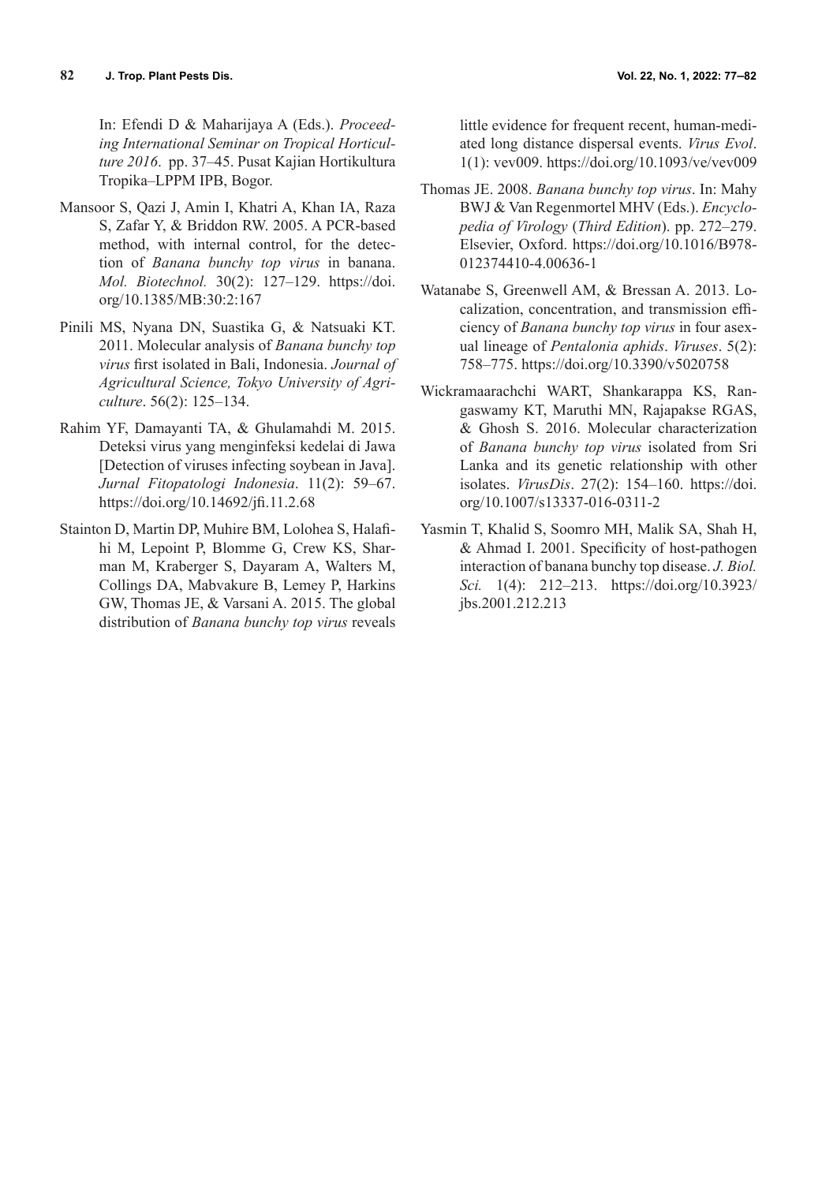In: Efendi D & Maharijaya A (Eds.). *Proceeding International Seminar on Tropical Horticulture 2016*. pp. 37–45. Pusat Kajian Hortikultura Tropika–LPPM IPB, Bogor.

Mansoor S, Qazi J, Amin I, Khatri A, Khan IA, Raza S, Zafar Y, & Briddon RW. 2005. A PCR-based method, with internal control, for the detection of *Banana bunchy top virus* in banana. *Mol. Biotechnol.* 30(2): 127–129. https://doi.org/10.1385/MB:30:2:167

Pinili MS, Nyana DN, Suastika G, & Natsuaki KT. 2011. Molecular analysis of *Banana bunchy top virus* first isolated in Bali, Indonesia. *Journal of Agricultural Science, Tokyo University of Agriculture*. 56(2): 125–134.

Rahim YF, Damayanti TA, & Ghulamahdi M. 2015. Deteksi virus yang menginfeksi kedelai di Jawa [Detection of viruses infecting soybean in Java]. *Jurnal Fitopatologi Indonesia*. 11(2): 59–67. https://doi.org/10.14692/jfi.11.2.68

Stainton D, Martin DP, Muhire BM, Lolohea S, Halafihi M, Lepoint P, Blomme G, Crew KS, Sharman M, Kraberger S, Dayaram A, Walters M, Collings DA, Mabvakure B, Lemey P, Harkins GW, Thomas JE, & Varsani A. 2015. The global distribution of *Banana bunchy top virus* reveals little evidence for frequent recent, human-mediated long distance dispersal events. *Virus Evol*. 1(1): vev009. https://doi.org/10.1093/ve/vev009

Thomas JE. 2008. *Banana bunchy top virus*. In: Mahy BWJ & Van Regenmortel MHV (Eds.). *Encyclopedia of Virology* (*Third Edition*). pp. 272–279. Elsevier, Oxford. https://doi.org/10.1016/B978-012374410-4.00636-1

Watanabe S, Greenwell AM, & Bressan A. 2013. Localization, concentration, and transmission efficiency of *Banana bunchy top virus* in four asexual lineage of *Pentalonia aphids*. *Viruses*. 5(2): 758–775. https://doi.org/10.3390/v5020758

Wickramaarachchi WART, Shankarappa KS, Rangaswamy KT, Maruthi MN, Rajapakse RGAS, & Ghosh S. 2016. Molecular characterization of *Banana bunchy top virus* isolated from Sri Lanka and its genetic relationship with other isolates. *VirusDis*. 27(2): 154–160. https://doi.org/10.1007/s13337-016-0311-2

Yasmin T, Khalid S, Soomro MH, Malik SA, Shah H, & Ahmad I. 2001. Specificity of host-pathogen interaction of banana bunchy top disease. *J. Biol. Sci.* 1(4): 212–213. https://doi.org/10.3923/jbs.2001.212.213